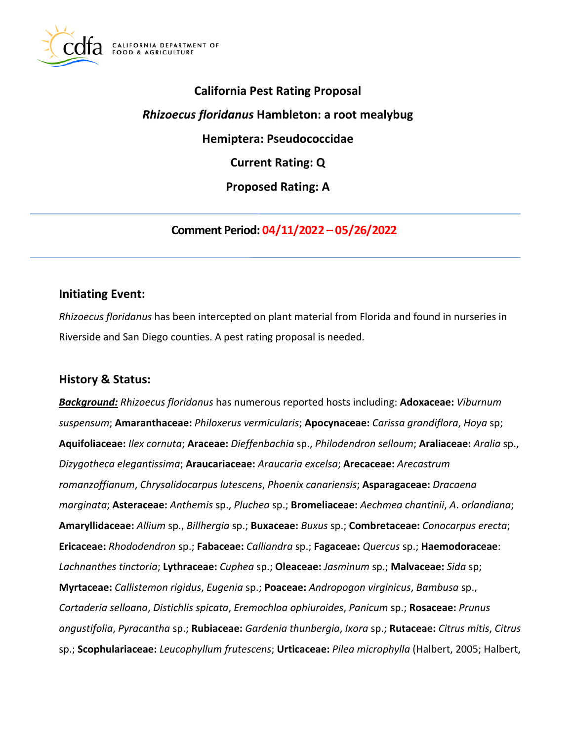# California Pest Rating Proposal

## *Rhizoecus floridanus* Hambleton: a root mealybug

## Hemiptera: Pseudococcidae

## Current Rating: Q

## Proposed Rating: A

---

**Comment Period: 04/11/2022 – 05/26/2022**

---

## Initiating Event:

*Rhizoecus floridanus* has been intercepted on plant material from Florida and found in nurseries in Riverside and San Diego counties. A pest rating proposal is needed.

## History & Status:

***Background:*** *Rhizoecus floridanus* has numerous reported hosts including: **Adoxaceae:** *Viburnum suspensum*; **Amaranthaceae:** *Philoxerus vermicularis*; **Apocynaceae:** *Carissa grandiflora*, *Hoya* sp; **Aquifoliaceae:** *Ilex cornuta*; **Araceae:** *Dieffenbachia* sp., *Philodendron selloum*; **Araliaceae:** *Aralia* sp., *Dizygotheca elegantissima*; **Araucariaceae:** *Araucaria excelsa*; **Arecaceae:** *Arecastrum romanzoffianum*, *Chrysalidocarpus lutescens*, *Phoenix canariensis*; **Asparagaceae:** *Dracaena marginata*; **Asteraceae:** *Anthemis* sp., *Pluchea* sp.; **Bromeliaceae:** *Aechmea chantinii*, *A*. *orlandiana*; **Amaryllidaceae:** *Allium* sp., *Billhergia* sp.; **Buxaceae:** *Buxus* sp.; **Combretaceae:** *Conocarpus erecta*; **Ericaceae:** *Rhododendron* sp.; **Fabaceae:** *Calliandra* sp.; **Fagaceae:** *Quercus* sp.; **Haemodoraceae**: *Lachnanthes tinctoria*; **Lythraceae:** *Cuphea* sp.; **Oleaceae:** *Jasminum* sp.; **Malvaceae:** *Sida* sp; **Myrtaceae:** *Callistemon rigidus*, *Eugenia* sp.; **Poaceae:** *Andropogon virginicus*, *Bambusa* sp., *Cortaderia selloana*, *Distichlis spicata*, *Eremochloa ophiuroides*, *Panicum* sp.; **Rosaceae:** *Prunus angustifolia*, *Pyracantha* sp.; **Rubiaceae:** *Gardenia thunbergia*, *Ixora* sp.; **Rutaceae:** *Citrus mitis*, *Citrus* sp.; **Scophulariaceae:** *Leucophyllum frutescens*; **Urticaceae:** *Pilea microphylla* (Halbert, 2005; Halbert,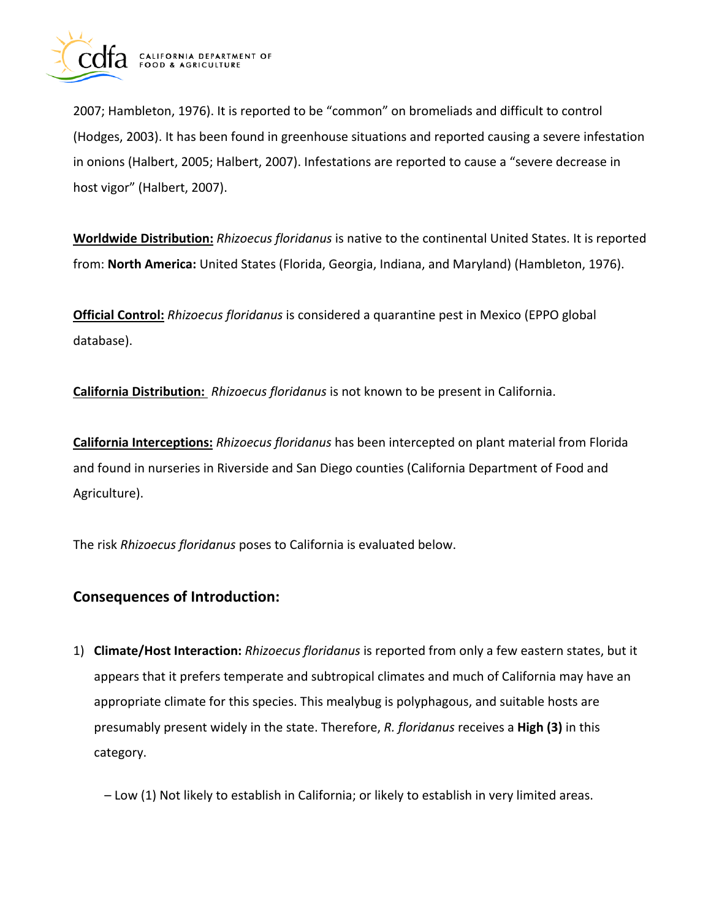2007; Hambleton, 1976). It is reported to be "common" on bromeliads and difficult to control (Hodges, 2003). It has been found in greenhouse situations and reported causing a severe infestation in onions (Halbert, 2005; Halbert, 2007). Infestations are reported to cause a "severe decrease in host vigor" (Halbert, 2007).

**Worldwide Distribution:** *Rhizoecus floridanus* is native to the continental United States. It is reported from: **North America:** United States (Florida, Georgia, Indiana, and Maryland) (Hambleton, 1976).

**Official Control:** *Rhizoecus floridanus* is considered a quarantine pest in Mexico (EPPO global database).

**California Distribution:** *Rhizoecus floridanus* is not known to be present in California.

**California Interceptions:** *Rhizoecus floridanus* has been intercepted on plant material from Florida and found in nurseries in Riverside and San Diego counties (California Department of Food and Agriculture).

The risk *Rhizoecus floridanus* poses to California is evaluated below.

## Consequences of Introduction:

1) **Climate/Host Interaction:** *Rhizoecus floridanus* is reported from only a few eastern states, but it appears that it prefers temperate and subtropical climates and much of California may have an appropriate climate for this species. This mealybug is polyphagous, and suitable hosts are presumably present widely in the state. Therefore, *R. floridanus* receives a **High (3)** in this category.

   – Low (1) Not likely to establish in California; or likely to establish in very limited areas.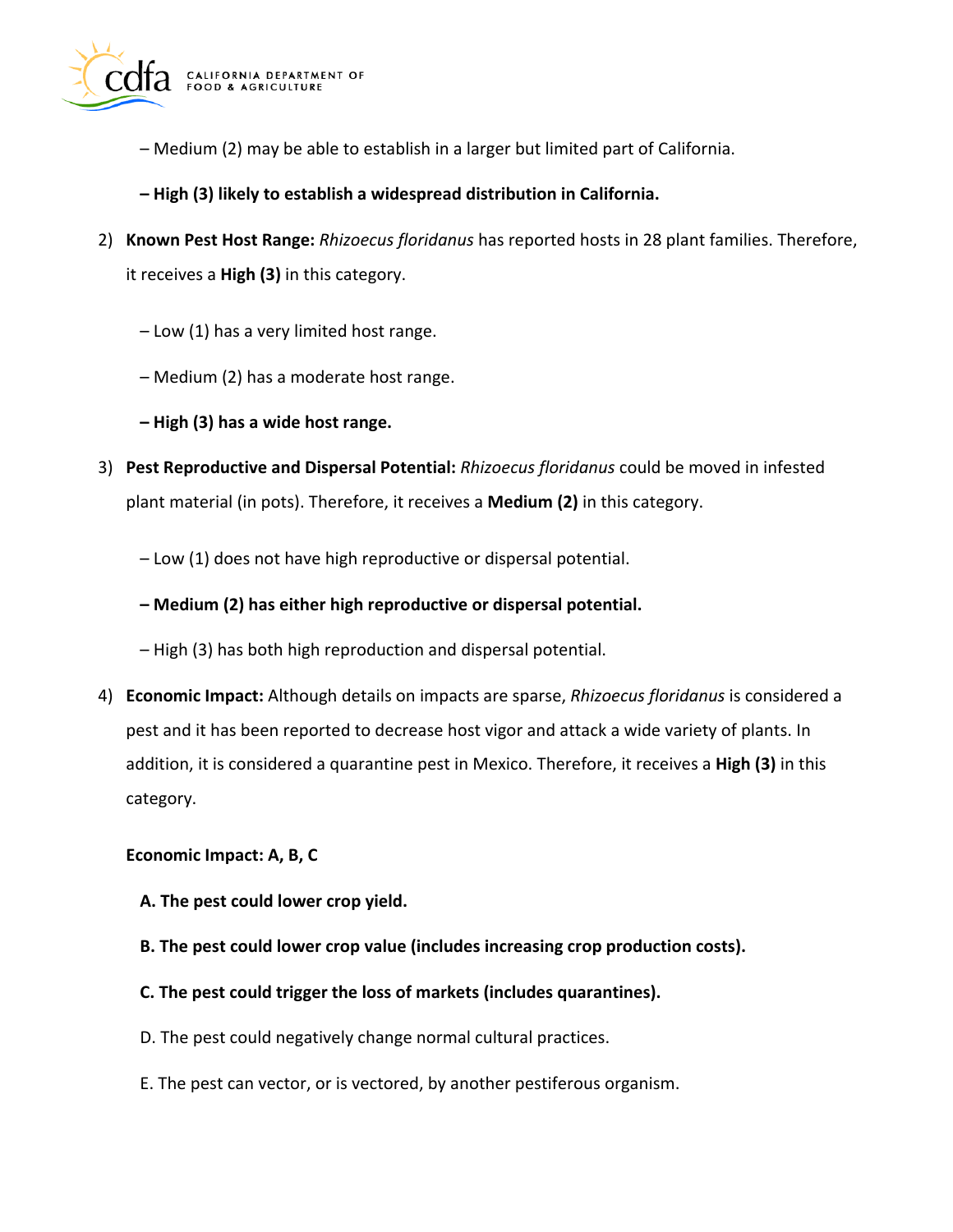– Medium (2) may be able to establish in a larger but limited part of California.

**– High (3) likely to establish a widespread distribution in California.**

2) **Known Pest Host Range:** *Rhizoecus floridanus* has reported hosts in 28 plant families. Therefore, it receives a **High (3)** in this category.

   – Low (1) has a very limited host range.

   – Medium (2) has a moderate host range.

   **– High (3) has a wide host range.**

3) **Pest Reproductive and Dispersal Potential:** *Rhizoecus floridanus* could be moved in infested plant material (in pots). Therefore, it receives a **Medium (2)** in this category.

   – Low (1) does not have high reproductive or dispersal potential.

   **– Medium (2) has either high reproductive or dispersal potential.**

   – High (3) has both high reproduction and dispersal potential.

4) **Economic Impact:** Although details on impacts are sparse, *Rhizoecus floridanus* is considered a pest and it has been reported to decrease host vigor and attack a wide variety of plants. In addition, it is considered a quarantine pest in Mexico. Therefore, it receives a **High (3)** in this category.

   **Economic Impact: A, B, C**

   **A. The pest could lower crop yield.**

   **B. The pest could lower crop value (includes increasing crop production costs).**

   **C. The pest could trigger the loss of markets (includes quarantines).**

   D. The pest could negatively change normal cultural practices.

   E. The pest can vector, or is vectored, by another pestiferous organism.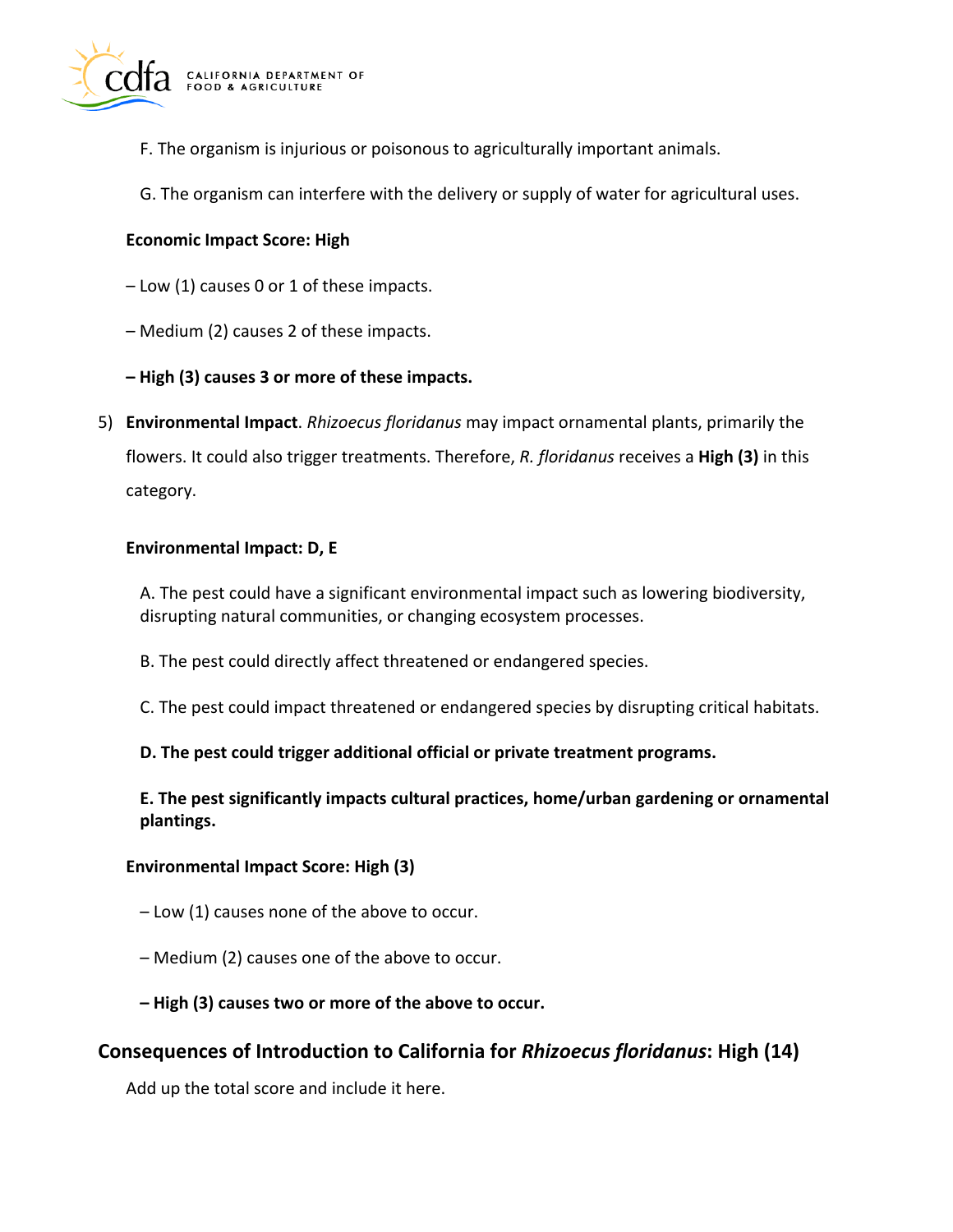F. The organism is injurious or poisonous to agriculturally important animals.

G. The organism can interfere with the delivery or supply of water for agricultural uses.

**Economic Impact Score: High**

– Low (1) causes 0 or 1 of these impacts.

– Medium (2) causes 2 of these impacts.

**– High (3) causes 3 or more of these impacts.**

5) **Environmental Impact**. *Rhizoecus floridanus* may impact ornamental plants, primarily the flowers. It could also trigger treatments. Therefore, *R. floridanus* receives a **High (3)** in this category.

**Environmental Impact: D, E**

A. The pest could have a significant environmental impact such as lowering biodiversity, disrupting natural communities, or changing ecosystem processes.

B. The pest could directly affect threatened or endangered species.

C. The pest could impact threatened or endangered species by disrupting critical habitats.

**D. The pest could trigger additional official or private treatment programs.**

**E. The pest significantly impacts cultural practices, home/urban gardening or ornamental plantings.**

**Environmental Impact Score: High (3)**

– Low (1) causes none of the above to occur.

– Medium (2) causes one of the above to occur.

**– High (3) causes two or more of the above to occur.**

## Consequences of Introduction to California for *Rhizoecus floridanus*: High (14)

Add up the total score and include it here.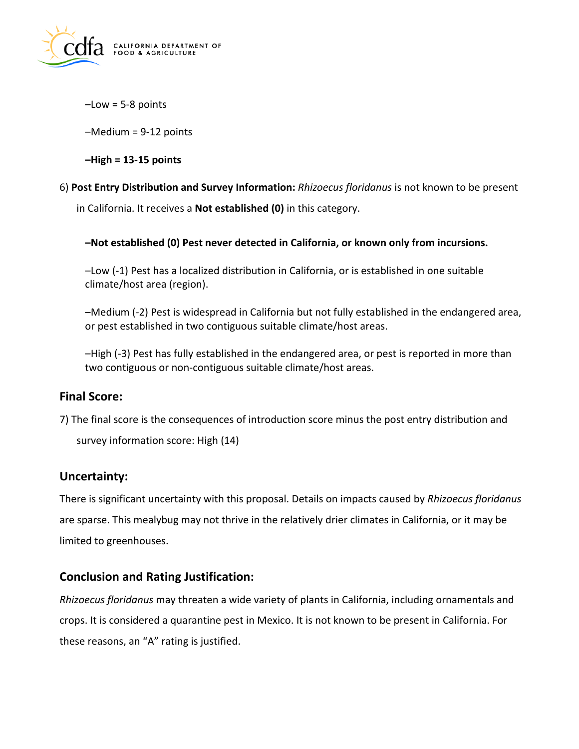–Low = 5-8 points

–Medium = 9-12 points

**–High = 13-15 points**

6) **Post Entry Distribution and Survey Information:** *Rhizoecus floridanus* is not known to be present in California. It receives a **Not established (0)** in this category.

**–Not established (0) Pest never detected in California, or known only from incursions.**

–Low (-1) Pest has a localized distribution in California, or is established in one suitable climate/host area (region).

–Medium (-2) Pest is widespread in California but not fully established in the endangered area, or pest established in two contiguous suitable climate/host areas.

–High (-3) Pest has fully established in the endangered area, or pest is reported in more than two contiguous or non-contiguous suitable climate/host areas.

## Final Score:

7) The final score is the consequences of introduction score minus the post entry distribution and survey information score: High (14)

## Uncertainty:

There is significant uncertainty with this proposal. Details on impacts caused by *Rhizoecus floridanus* are sparse. This mealybug may not thrive in the relatively drier climates in California, or it may be limited to greenhouses.

## Conclusion and Rating Justification:

*Rhizoecus floridanus* may threaten a wide variety of plants in California, including ornamentals and crops. It is considered a quarantine pest in Mexico. It is not known to be present in California. For these reasons, an "A" rating is justified.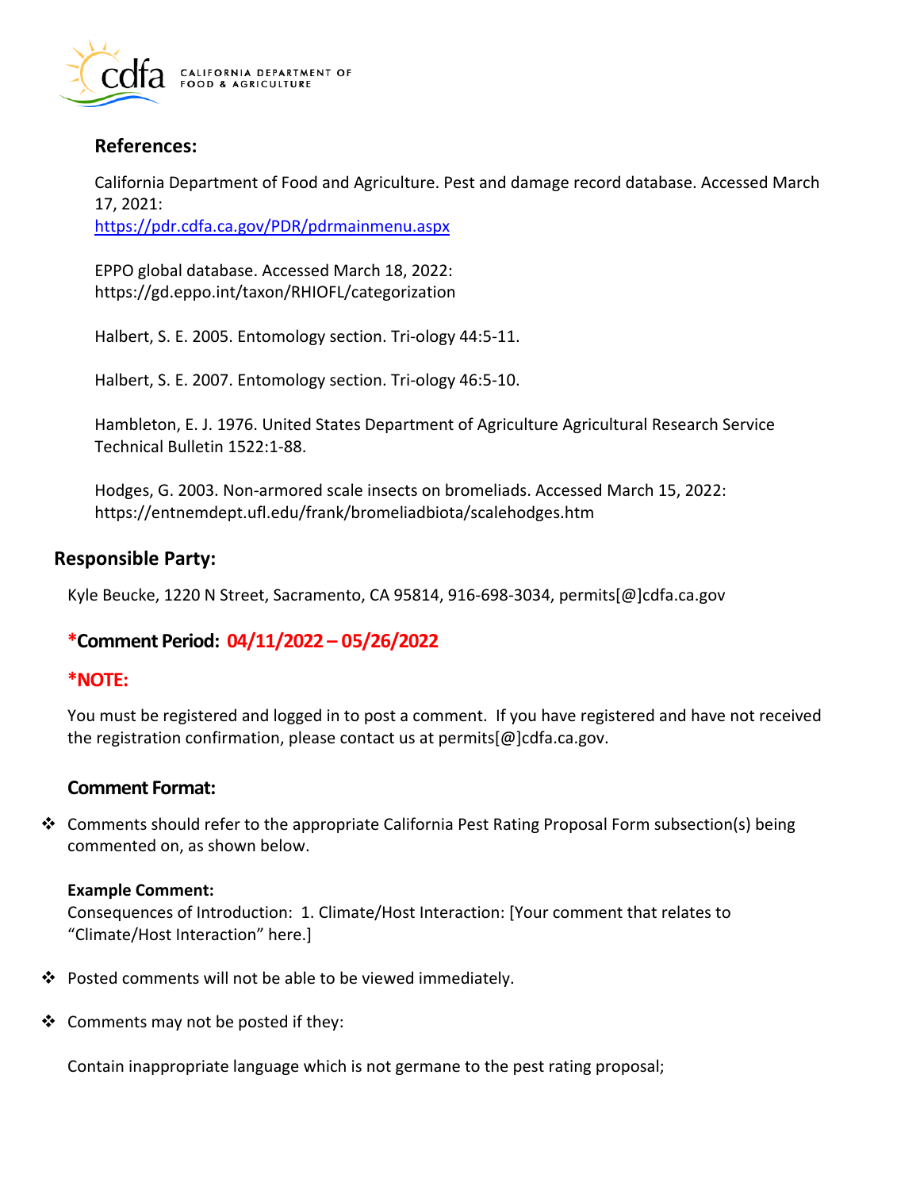## References:

California Department of Food and Agriculture. Pest and damage record database. Accessed March 17, 2021:
https://pdr.cdfa.ca.gov/PDR/pdrmainmenu.aspx

EPPO global database. Accessed March 18, 2022:
https://gd.eppo.int/taxon/RHIOFL/categorization

Halbert, S. E. 2005. Entomology section. Tri-ology 44:5-11.

Halbert, S. E. 2007. Entomology section. Tri-ology 46:5-10.

Hambleton, E. J. 1976. United States Department of Agriculture Agricultural Research Service Technical Bulletin 1522:1-88.

Hodges, G. 2003. Non-armored scale insects on bromeliads. Accessed March 15, 2022:
https://entnemdept.ufl.edu/frank/bromeliadbiota/scalehodges.htm

## Responsible Party:

Kyle Beucke, 1220 N Street, Sacramento, CA 95814, 916-698-3034, permits[@]cdfa.ca.gov

## *Comment Period: 04/11/2022 – 05/26/2022

## *NOTE:

You must be registered and logged in to post a comment. If you have registered and have not received the registration confirmation, please contact us at permits[@]cdfa.ca.gov.

## Comment Format:

- Comments should refer to the appropriate California Pest Rating Proposal Form subsection(s) being commented on, as shown below.

**Example Comment:**
Consequences of Introduction: 1. Climate/Host Interaction: [Your comment that relates to "Climate/Host Interaction" here.]

- Posted comments will not be able to be viewed immediately.

- Comments may not be posted if they:

Contain inappropriate language which is not germane to the pest rating proposal;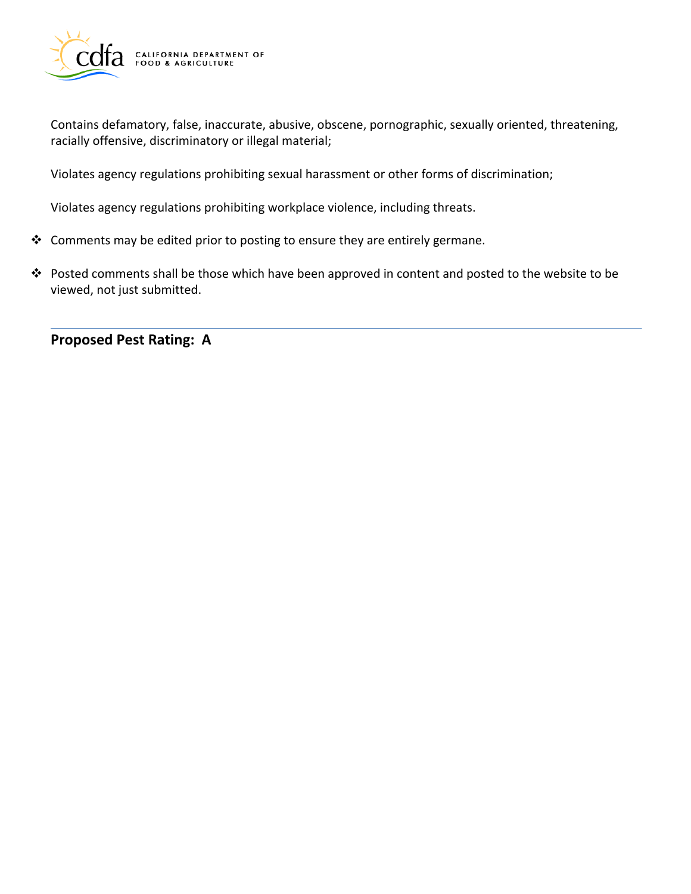Contains defamatory, false, inaccurate, abusive, obscene, pornographic, sexually oriented, threatening, racially offensive, discriminatory or illegal material;

Violates agency regulations prohibiting sexual harassment or other forms of discrimination;

Violates agency regulations prohibiting workplace violence, including threats.

- Comments may be edited prior to posting to ensure they are entirely germane.

- Posted comments shall be those which have been approved in content and posted to the website to be viewed, not just submitted.

---

**Proposed Pest Rating: A**